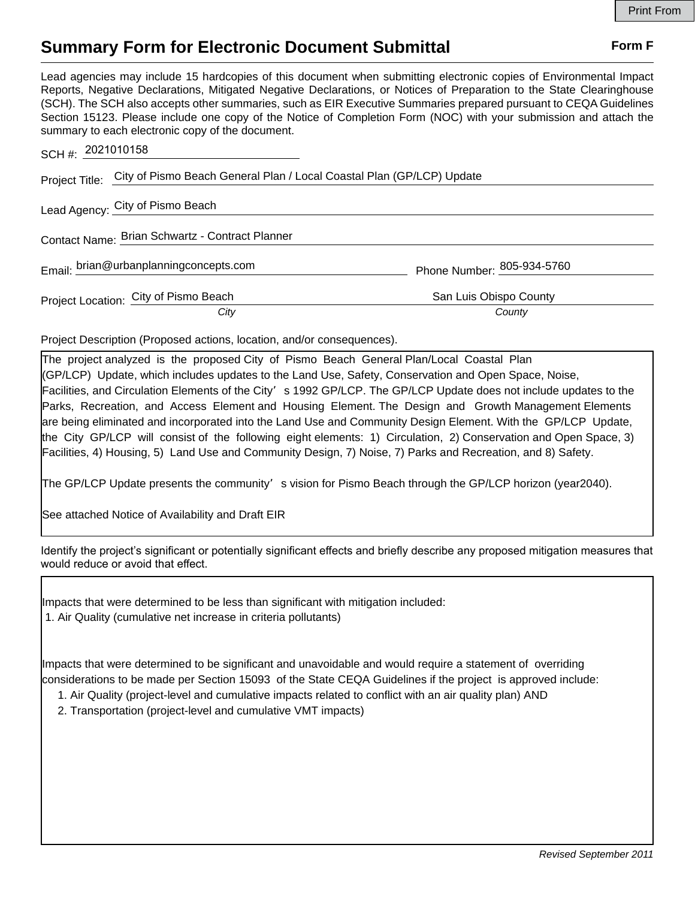# Summary Form for Electronic Document Submittal

**Form F**

Lead agencies may include 15 hardcopies of this document when submitting electronic copies of Environmental Impact Reports, Negative Declarations, Mitigated Negative Declarations, or Notices of Preparation to the State Clearinghouse (SCH). The SCH also accepts other summaries, such as EIR Executive Summaries prepared pursuant to CEQA Guidelines Section 15123. Please include one copy of the Notice of Completion Form (NOC) with your submission and attach the summary to each electronic copy of the document.

SCH #: 2021010158

Project Title: City of Pismo Beach General Plan / Local Coastal Plan (GP/LCP) Update

Lead Agency: City of Pismo Beach

Contact Name: Brian Schwartz - Contract Planner

Email: brian@urbanplanningconcepts.com Phone Number: 805-934-5760

Project Location: City of Pismo Beach (*City*) San Luis Obispo County (*County*)

Project Description (Proposed actions, location, and/or consequences).

The project analyzed is the proposed City of Pismo Beach General Plan/Local Coastal Plan (GP/LCP) Update, which includes updates to the Land Use, Safety, Conservation and Open Space, Noise, Facilities, and Circulation Elements of the City's 1992 GP/LCP. The GP/LCP Update does not include updates to the Parks, Recreation, and Access Element and Housing Element. The Design and Growth Management Elements are being eliminated and incorporated into the Land Use and Community Design Element. With the GP/LCP Update, the City GP/LCP will consist of the following eight elements: 1) Circulation, 2) Conservation and Open Space, 3) Facilities, 4) Housing, 5) Land Use and Community Design, 7) Noise, 7) Parks and Recreation, and 8) Safety.

The GP/LCP Update presents the community's vision for Pismo Beach through the GP/LCP horizon (year2040).

See attached Notice of Availability and Draft EIR

Identify the project's significant or potentially significant effects and briefly describe any proposed mitigation measures that would reduce or avoid that effect.

Impacts that were determined to be less than significant with mitigation included:

1. Air Quality (cumulative net increase in criteria pollutants)

Impacts that were determined to be significant and unavoidable and would require a statement of overriding considerations to be made per Section 15093 of the State CEQA Guidelines if the project is approved include:

1. Air Quality (project-level and cumulative impacts related to conflict with an air quality plan) AND
2. Transportation (project-level and cumulative VMT impacts)

*Revised September 2011*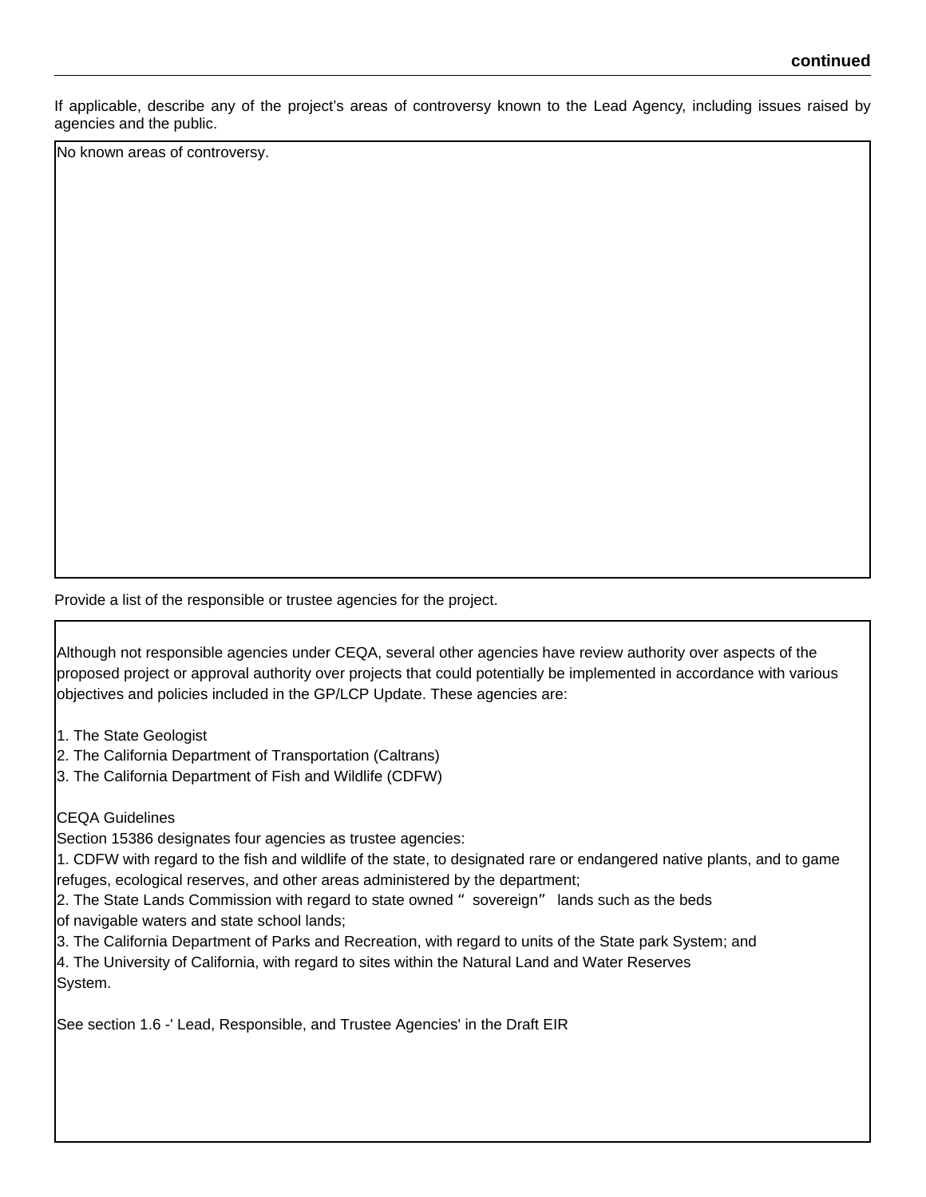**continued**

If applicable, describe any of the project's areas of controversy known to the Lead Agency, including issues raised by agencies and the public.

No known areas of controversy.

Provide a list of the responsible or trustee agencies for the project.

Although not responsible agencies under CEQA, several other agencies have review authority over aspects of the proposed project or approval authority over projects that could potentially be implemented in accordance with various objectives and policies included in the GP/LCP Update. These agencies are:

1. The State Geologist
2. The California Department of Transportation (Caltrans)
3. The California Department of Fish and Wildlife (CDFW)

CEQA Guidelines
Section 15386 designates four agencies as trustee agencies:
1. CDFW with regard to the fish and wildlife of the state, to designated rare or endangered native plants, and to game refuges, ecological reserves, and other areas administered by the department;
2. The State Lands Commission with regard to state owned " sovereign" lands such as the beds of navigable waters and state school lands;
3. The California Department of Parks and Recreation, with regard to units of the State park System; and
4. The University of California, with regard to sites within the Natural Land and Water Reserves System.

See section 1.6 -' Lead, Responsible, and Trustee Agencies' in the Draft EIR